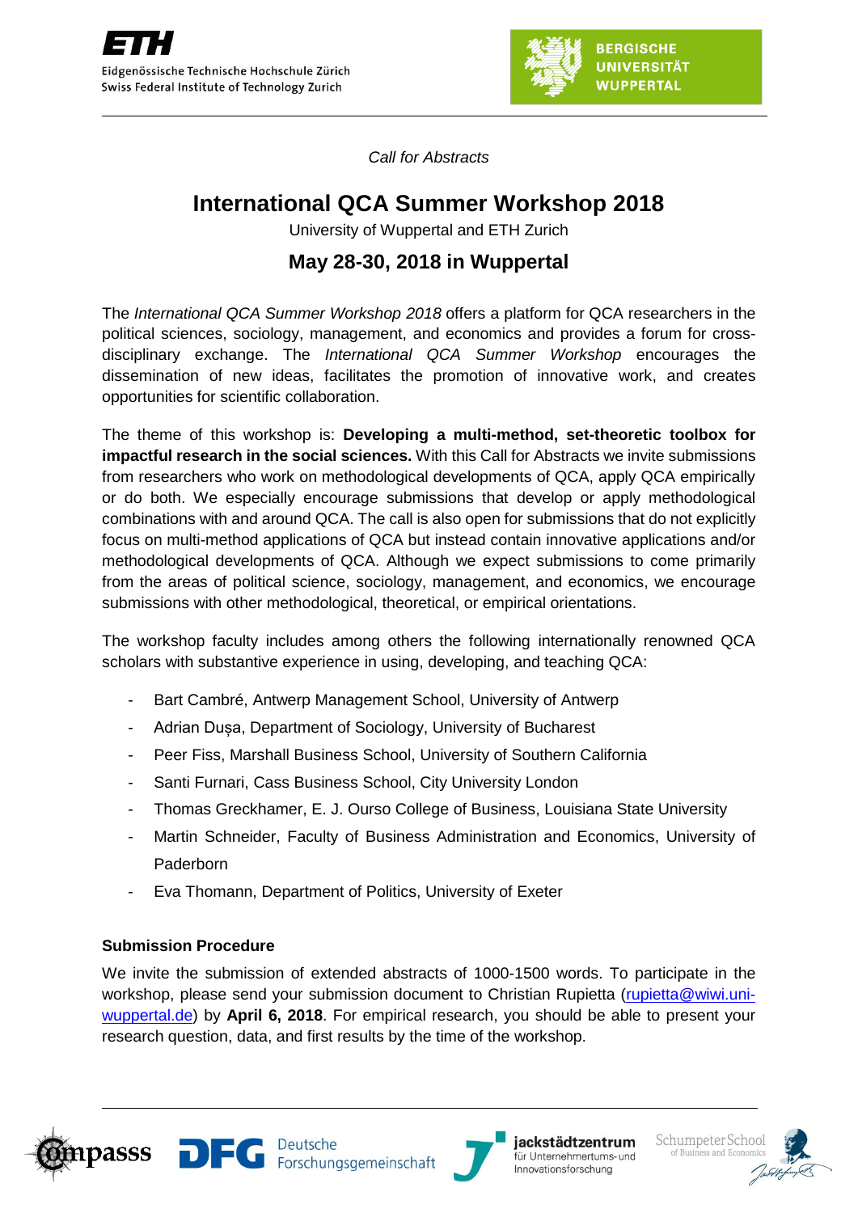ETH
Eidgenössische Technische Hochschule Zürich
Swiss Federal Institute of Technology Zurich

BERGISCHE UNIVERSITÄT WUPPERTAL

*Call for Abstracts*

# International QCA Summer Workshop 2018

University of Wuppertal and ETH Zurich

## May 28-30, 2018 in Wuppertal

The *International QCA Summer Workshop 2018* offers a platform for QCA researchers in the political sciences, sociology, management, and economics and provides a forum for cross-disciplinary exchange. The *International QCA Summer Workshop* encourages the dissemination of new ideas, facilitates the promotion of innovative work, and creates opportunities for scientific collaboration.

The theme of this workshop is: **Developing a multi-method, set-theoretic toolbox for impactful research in the social sciences.** With this Call for Abstracts we invite submissions from researchers who work on methodological developments of QCA, apply QCA empirically or do both. We especially encourage submissions that develop or apply methodological combinations with and around QCA. The call is also open for submissions that do not explicitly focus on multi-method applications of QCA but instead contain innovative applications and/or methodological developments of QCA. Although we expect submissions to come primarily from the areas of political science, sociology, management, and economics, we encourage submissions with other methodological, theoretical, or empirical orientations.

The workshop faculty includes among others the following internationally renowned QCA scholars with substantive experience in using, developing, and teaching QCA:

- Bart Cambré, Antwerp Management School, University of Antwerp
- Adrian Dușa, Department of Sociology, University of Bucharest
- Peer Fiss, Marshall Business School, University of Southern California
- Santi Furnari, Cass Business School, City University London
- Thomas Greckhamer, E. J. Ourso College of Business, Louisiana State University
- Martin Schneider, Faculty of Business Administration and Economics, University of Paderborn
- Eva Thomann, Department of Politics, University of Exeter

**Submission Procedure**

We invite the submission of extended abstracts of 1000-1500 words. To participate in the workshop, please send your submission document to Christian Rupietta (rupietta@wiwi.uni-wuppertal.de) by **April 6, 2018**. For empirical research, you should be able to present your research question, data, and first results by the time of the workshop.

compasss | DFG Deutsche Forschungsgemeinschaft | jackstädtzentrum für Unternehmertums- und Innovationsforschung | Schumpeter School of Business and Economics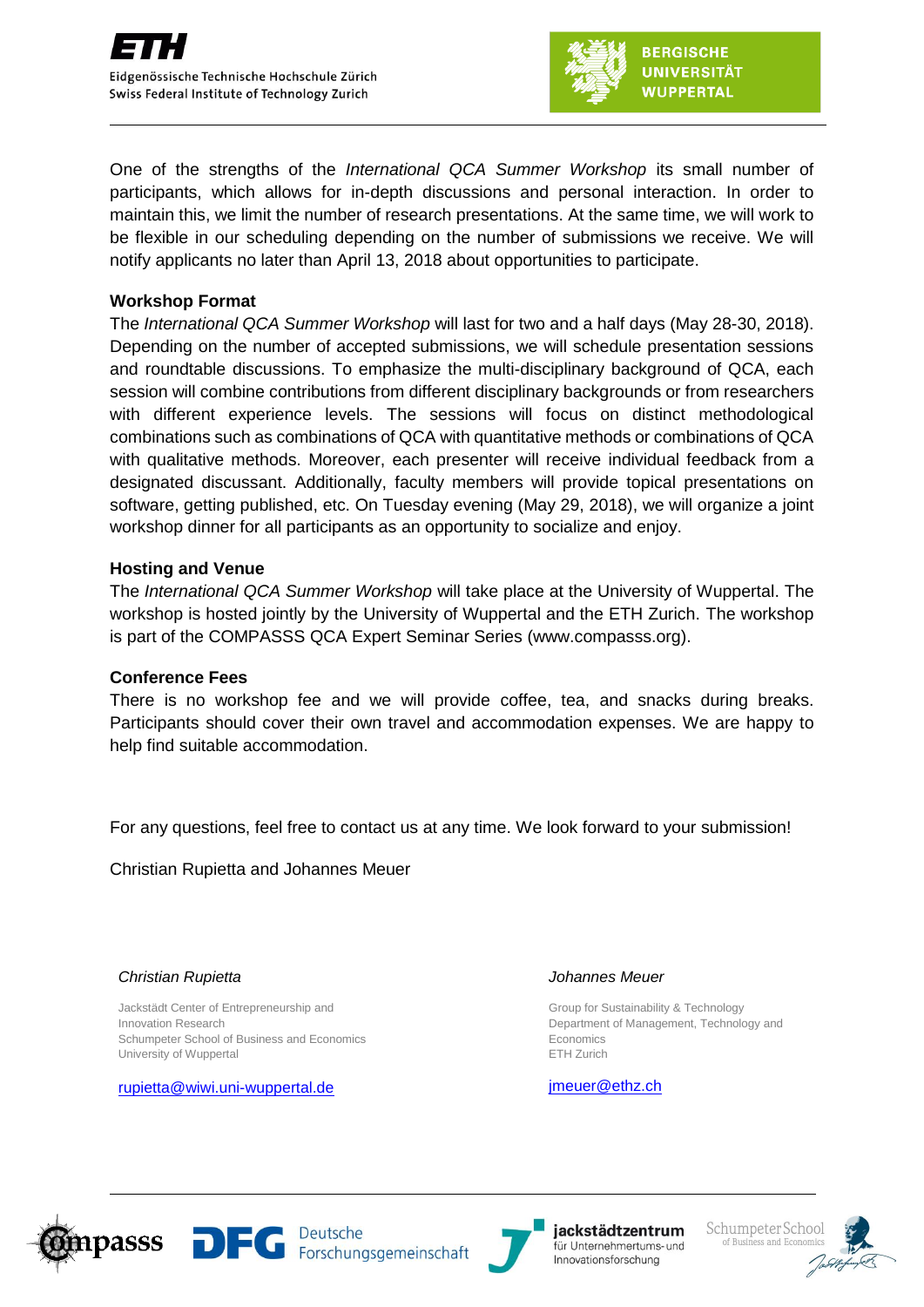One of the strengths of the *International QCA Summer Workshop* its small number of participants, which allows for in-depth discussions and personal interaction. In order to maintain this, we limit the number of research presentations. At the same time, we will work to be flexible in our scheduling depending on the number of submissions we receive. We will notify applicants no later than April 13, 2018 about opportunities to participate.

**Workshop Format**

The *International QCA Summer Workshop* will last for two and a half days (May 28-30, 2018). Depending on the number of accepted submissions, we will schedule presentation sessions and roundtable discussions. To emphasize the multi-disciplinary background of QCA, each session will combine contributions from different disciplinary backgrounds or from researchers with different experience levels. The sessions will focus on distinct methodological combinations such as combinations of QCA with quantitative methods or combinations of QCA with qualitative methods. Moreover, each presenter will receive individual feedback from a designated discussant. Additionally, faculty members will provide topical presentations on software, getting published, etc. On Tuesday evening (May 29, 2018), we will organize a joint workshop dinner for all participants as an opportunity to socialize and enjoy.

**Hosting and Venue**

The *International QCA Summer Workshop* will take place at the University of Wuppertal. The workshop is hosted jointly by the University of Wuppertal and the ETH Zurich. The workshop is part of the COMPASSS QCA Expert Seminar Series (www.compasss.org).

**Conference Fees**

There is no workshop fee and we will provide coffee, tea, and snacks during breaks. Participants should cover their own travel and accommodation expenses. We are happy to help find suitable accommodation.

For any questions, feel free to contact us at any time. We look forward to your submission!

Christian Rupietta and Johannes Meuer

*Christian Rupietta*

Jackstädt Center of Entrepreneurship and Innovation Research
Schumpeter School of Business and Economics
University of Wuppertal

rupietta@wiwi.uni-wuppertal.de

*Johannes Meuer*

Group for Sustainability & Technology
Department of Management, Technology and Economics
ETH Zurich

jmeuer@ethz.ch